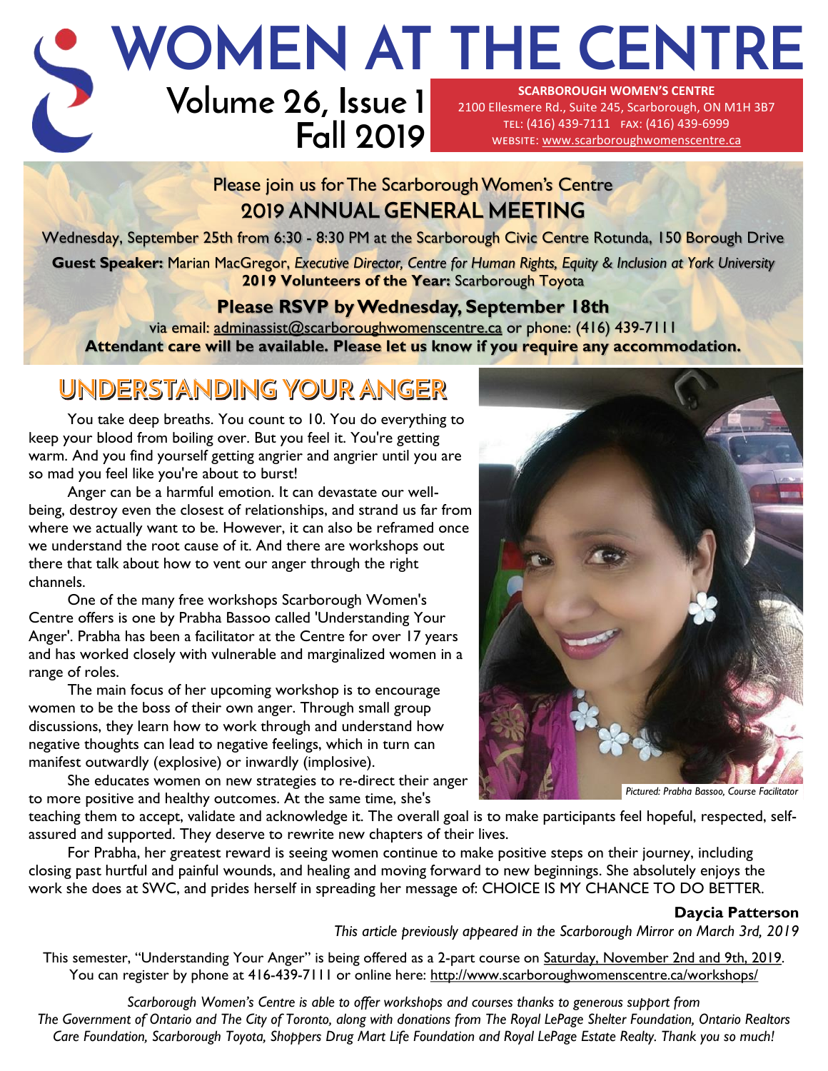# WOMEN AT THE CENTRE

**Volume 26, Issue 1**
**Fall 2019**

**SCARBOROUGH WOMEN'S CENTRE**
2100 Ellesmere Rd., Suite 245, Scarborough, ON M1H 3B7
TEL: (416) 439-7111 FAX: (416) 439-6999
WEBSITE: www.scarboroughwomenscentre.ca

Please join us for The Scarborough Women's Centre

## 2019 ANNUAL GENERAL MEETING

Wednesday, September 25th from 6:30 - 8:30 PM at the Scarborough Civic Centre Rotunda, 150 Borough Drive

**Guest Speaker:** Marian MacGregor, *Executive Director, Centre for Human Rights, Equity & Inclusion at York University*
**2019 Volunteers of the Year:** Scarborough Toyota

**Please RSVP by Wednesday, September 18th**
via email: adminassist@scarboroughwomenscentre.ca or phone: (416) 439-7111
**Attendant care will be available. Please let us know if you require any accommodation.**

## UNDERSTANDING YOUR ANGER

You take deep breaths. You count to 10. You do everything to keep your blood from boiling over. But you feel it. You're getting warm. And you find yourself getting angrier and angrier until you are so mad you feel like you're about to burst!

Anger can be a harmful emotion. It can devastate our well-being, destroy even the closest of relationships, and strand us far from where we actually want to be. However, it can also be reframed once we understand the root cause of it. And there are workshops out there that talk about how to vent our anger through the right channels.

One of the many free workshops Scarborough Women's Centre offers is one by Prabha Bassoo called 'Understanding Your Anger'. Prabha has been a facilitator at the Centre for over 17 years and has worked closely with vulnerable and marginalized women in a range of roles.

The main focus of her upcoming workshop is to encourage women to be the boss of their own anger. Through small group discussions, they learn how to work through and understand how negative thoughts can lead to negative feelings, which in turn can manifest outwardly (explosive) or inwardly (implosive).

She educates women on new strategies to re-direct their anger to more positive and healthy outcomes. At the same time, she's teaching them to accept, validate and acknowledge it. The overall goal is to make participants feel hopeful, respected, self-assured and supported. They deserve to rewrite new chapters of their lives.

*Pictured: Prabha Bassoo, Course Facilitator*

For Prabha, her greatest reward is seeing women continue to make positive steps on their journey, including closing past hurtful and painful wounds, and healing and moving forward to new beginnings. She absolutely enjoys the work she does at SWC, and prides herself in spreading her message of: CHOICE IS MY CHANCE TO DO BETTER.

**Daycia Patterson**
*This article previously appeared in the Scarborough Mirror on March 3rd, 2019*

This semester, "Understanding Your Anger" is being offered as a 2-part course on Saturday, November 2nd and 9th, 2019. You can register by phone at 416-439-7111 or online here: http://www.scarboroughwomenscentre.ca/workshops/

*Scarborough Women's Centre is able to offer workshops and courses thanks to generous support from The Government of Ontario and The City of Toronto, along with donations from The Royal LePage Shelter Foundation, Ontario Realtors Care Foundation, Scarborough Toyota, Shoppers Drug Mart Life Foundation and Royal LePage Estate Realty. Thank you so much!*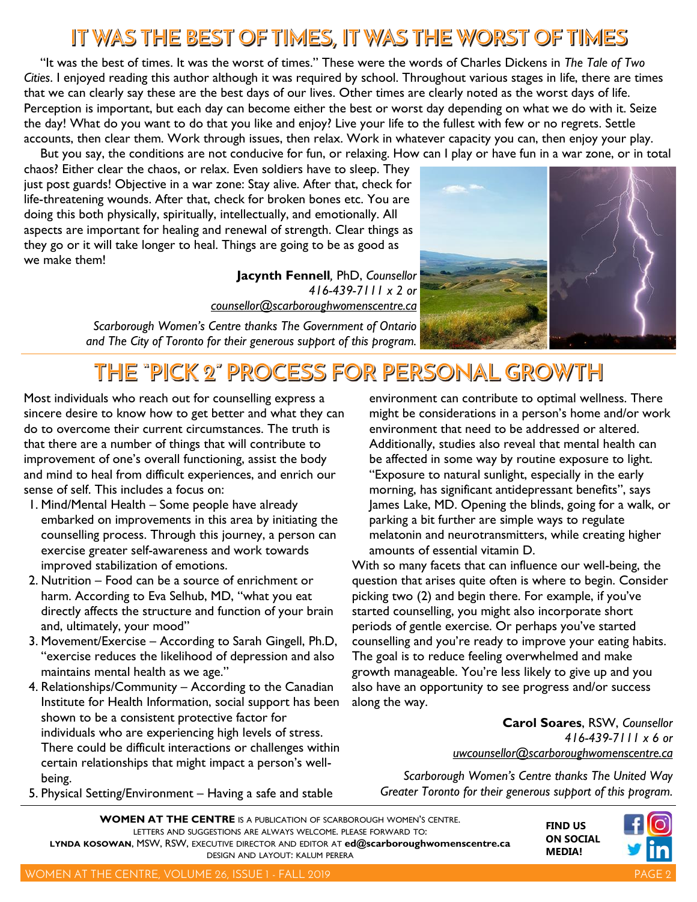# IT WAS THE BEST OF TIMES, IT WAS THE WORST OF TIMES

"It was the best of times. It was the worst of times." These were the words of Charles Dickens in *The Tale of Two Cities*. I enjoyed reading this author although it was required by school. Throughout various stages in life, there are times that we can clearly say these are the best days of our lives. Other times are clearly noted as the worst days of life. Perception is important, but each day can become either the best or worst day depending on what we do with it. Seize the day! What do you want to do that you like and enjoy? Live your life to the fullest with few or no regrets. Settle accounts, then clear them. Work through issues, then relax. Work in whatever capacity you can, then enjoy your play.

But you say, the conditions are not conducive for fun, or relaxing. How can I play or have fun in a war zone, or in total chaos? Either clear the chaos, or relax. Even soldiers have to sleep. They just post guards! Objective in a war zone: Stay alive. After that, check for life-threatening wounds. After that, check for broken bones etc. You are doing this both physically, spiritually, intellectually, and emotionally. All aspects are important for healing and renewal of strength. Clear things as they go or it will take longer to heal. Things are going to be as good as we make them!

**Jacynth Fennell**, PhD, *Counsellor*
*416-439-7111 x 2 or*
*counsellor@scarboroughwomenscentre.ca*

*Scarborough Women's Centre thanks The Government of Ontario and The City of Toronto for their generous support of this program.*

# THE "PICK 2" PROCESS FOR PERSONAL GROWTH

Most individuals who reach out for counselling express a sincere desire to know how to get better and what they can do to overcome their current circumstances. The truth is that there are a number of things that will contribute to improvement of one's overall functioning, assist the body and mind to heal from difficult experiences, and enrich our sense of self. This includes a focus on:

1. Mind/Mental Health – Some people have already embarked on improvements in this area by initiating the counselling process. Through this journey, a person can exercise greater self-awareness and work towards improved stabilization of emotions.
2. Nutrition – Food can be a source of enrichment or harm. According to Eva Selhub, MD, "what you eat directly affects the structure and function of your brain and, ultimately, your mood"
3. Movement/Exercise – According to Sarah Gingell, Ph.D, "exercise reduces the likelihood of depression and also maintains mental health as we age."
4. Relationships/Community – According to the Canadian Institute for Health Information, social support has been shown to be a consistent protective factor for individuals who are experiencing high levels of stress. There could be difficult interactions or challenges within certain relationships that might impact a person's well-being.
5. Physical Setting/Environment – Having a safe and stable environment can contribute to optimal wellness. There might be considerations in a person's home and/or work environment that need to be addressed or altered. Additionally, studies also reveal that mental health can be affected in some way by routine exposure to light. "Exposure to natural sunlight, especially in the early morning, has significant antidepressant benefits", says James Lake, MD. Opening the blinds, going for a walk, or parking a bit further are simple ways to regulate melatonin and neurotransmitters, while creating higher amounts of essential vitamin D.

With so many facets that can influence our well-being, the question that arises quite often is where to begin. Consider picking two (2) and begin there. For example, if you've started counselling, you might also incorporate short periods of gentle exercise. Or perhaps you've started counselling and you're ready to improve your eating habits. The goal is to reduce feeling overwhelmed and make growth manageable. You're less likely to give up and you also have an opportunity to see progress and/or success along the way.

**Carol Soares**, RSW, *Counsellor*
*416-439-7111 x 6 or*
*uwcounsellor@scarboroughwomenscentre.ca*

*Scarborough Women's Centre thanks The United Way Greater Toronto for their generous support of this program.*

---

**WOMEN AT THE CENTRE** IS A PUBLICATION OF SCARBOROUGH WOMEN'S CENTRE.
LETTERS AND SUGGESTIONS ARE ALWAYS WELCOME. PLEASE FORWARD TO:
**LYNDA KOSOWAN**, MSW, RSW, EXECUTIVE DIRECTOR AND EDITOR AT **ed@scarboroughwomenscentre.ca**
DESIGN AND LAYOUT: KALUM PERERA

**FIND US ON SOCIAL MEDIA!**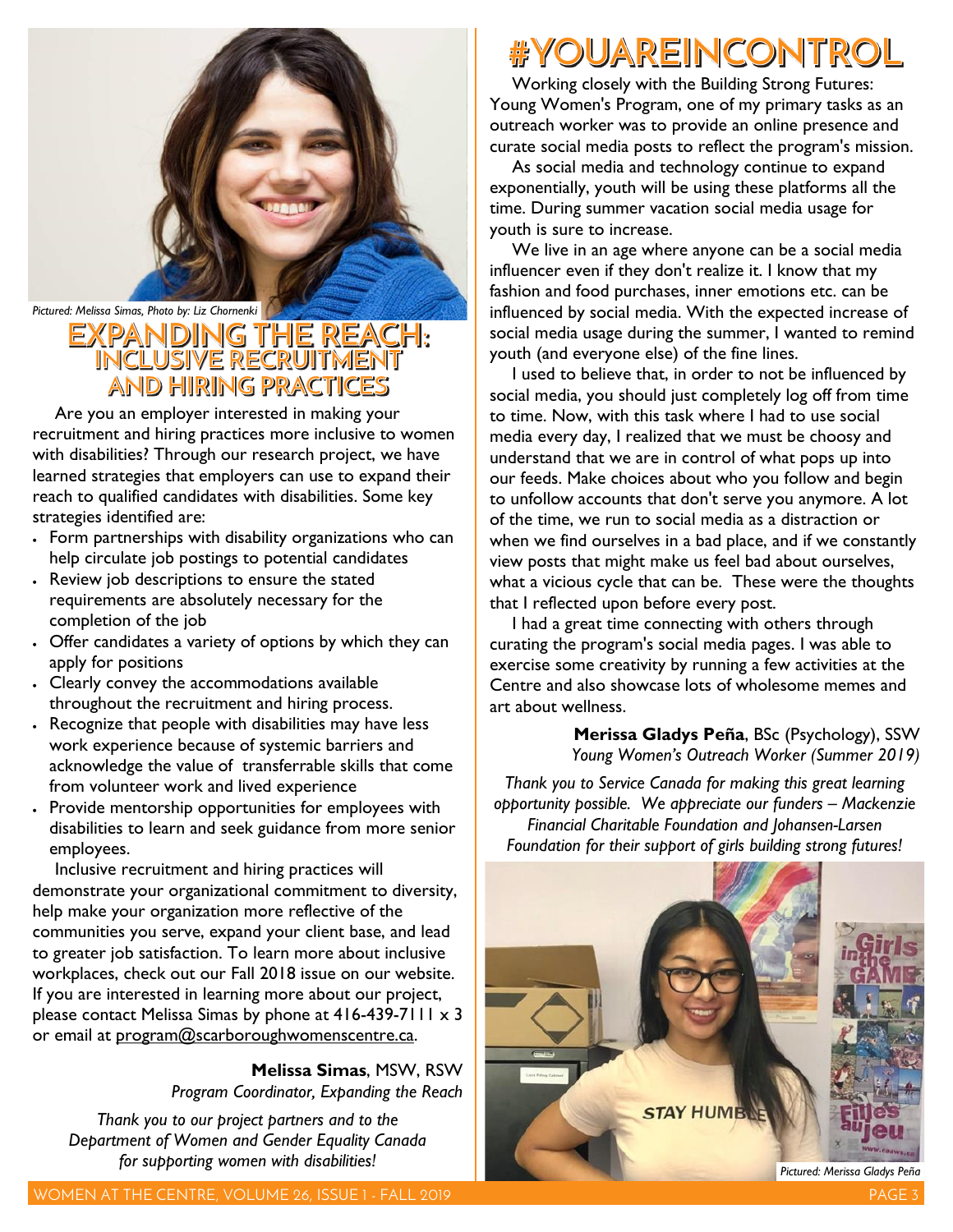Pictured: Melissa Simas, Photo by: Liz Chornenki

# EXPANDING THE REACH: INCLUSIVE RECRUITMENT AND HIRING PRACTICES

Are you an employer interested in making your recruitment and hiring practices more inclusive to women with disabilities? Through our research project, we have learned strategies that employers can use to expand their reach to qualified candidates with disabilities. Some key strategies identified are:

- Form partnerships with disability organizations who can help circulate job postings to potential candidates
- Review job descriptions to ensure the stated requirements are absolutely necessary for the completion of the job
- Offer candidates a variety of options by which they can apply for positions
- Clearly convey the accommodations available throughout the recruitment and hiring process.
- Recognize that people with disabilities may have less work experience because of systemic barriers and acknowledge the value of transferrable skills that come from volunteer work and lived experience
- Provide mentorship opportunities for employees with disabilities to learn and seek guidance from more senior employees.

Inclusive recruitment and hiring practices will demonstrate your organizational commitment to diversity, help make your organization more reflective of the communities you serve, expand your client base, and lead to greater job satisfaction. To learn more about inclusive workplaces, check out our Fall 2018 issue on our website. If you are interested in learning more about our project, please contact Melissa Simas by phone at 416-439-7111 x 3 or email at program@scarboroughwomenscentre.ca.

**Melissa Simas**, MSW, RSW
*Program Coordinator, Expanding the Reach*

*Thank you to our project partners and to the Department of Women and Gender Equality Canada for supporting women with disabilities!*

# #YOUAREINCONTROL

Working closely with the Building Strong Futures: Young Women's Program, one of my primary tasks as an outreach worker was to provide an online presence and curate social media posts to reflect the program's mission.

As social media and technology continue to expand exponentially, youth will be using these platforms all the time. During summer vacation social media usage for youth is sure to increase.

We live in an age where anyone can be a social media influencer even if they don't realize it. I know that my fashion and food purchases, inner emotions etc. can be influenced by social media. With the expected increase of social media usage during the summer, I wanted to remind youth (and everyone else) of the fine lines.

I used to believe that, in order to not be influenced by social media, you should just completely log off from time to time. Now, with this task where I had to use social media every day, I realized that we must be choosy and understand that we are in control of what pops up into our feeds. Make choices about who you follow and begin to unfollow accounts that don't serve you anymore. A lot of the time, we run to social media as a distraction or when we find ourselves in a bad place, and if we constantly view posts that might make us feel bad about ourselves, what a vicious cycle that can be. These were the thoughts that I reflected upon before every post.

I had a great time connecting with others through curating the program's social media pages. I was able to exercise some creativity by running a few activities at the Centre and also showcase lots of wholesome memes and art about wellness.

**Merissa Gladys Peña**, BSc (Psychology), SSW
*Young Women's Outreach Worker (Summer 2019)*

*Thank you to Service Canada for making this great learning opportunity possible. We appreciate our funders – Mackenzie Financial Charitable Foundation and Johansen-Larsen Foundation for their support of girls building strong futures!*

Pictured: Merissa Gladys Peña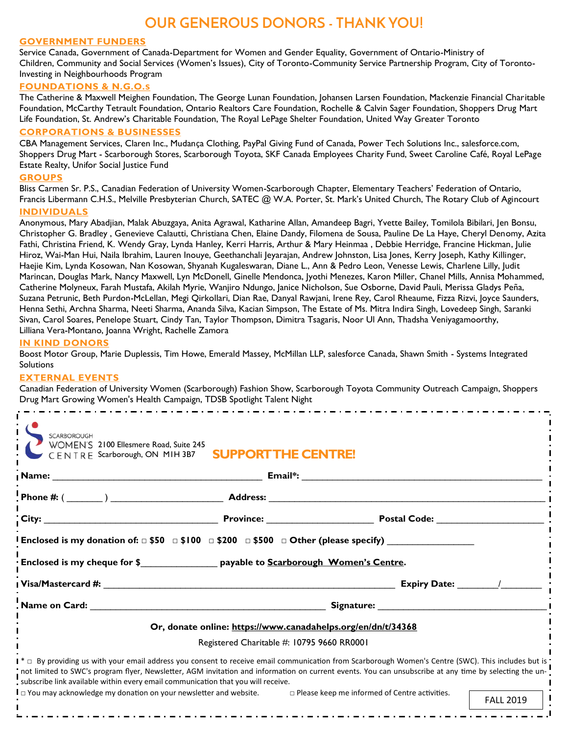# OUR GENEROUS DONORS - THANK YOU!

## GOVERNMENT FUNDERS

Service Canada, Government of Canada-Department for Women and Gender Equality, Government of Ontario-Ministry of Children, Community and Social Services (Women's Issues), City of Toronto-Community Service Partnership Program, City of Toronto-Investing in Neighbourhoods Program

## FOUNDATIONS & N.G.O.s

The Catherine & Maxwell Meighen Foundation, The George Lunan Foundation, Johansen Larsen Foundation, Mackenzie Financial Charitable Foundation, McCarthy Tetrault Foundation, Ontario Realtors Care Foundation, Rochelle & Calvin Sager Foundation, Shoppers Drug Mart Life Foundation, St. Andrew's Charitable Foundation, The Royal LePage Shelter Foundation, United Way Greater Toronto

## CORPORATIONS & BUSINESSES

CBA Management Services, Claren Inc., Mudança Clothing, PayPal Giving Fund of Canada, Power Tech Solutions Inc., salesforce.com, Shoppers Drug Mart - Scarborough Stores, Scarborough Toyota, SKF Canada Employees Charity Fund, Sweet Caroline Café, Royal LePage Estate Realty, Unifor Social Justice Fund

## GROUPS

Bliss Carmen Sr. P.S., Canadian Federation of University Women-Scarborough Chapter, Elementary Teachers' Federation of Ontario, Francis Libermann C.H.S., Melville Presbyterian Church, SATEC @ W.A. Porter, St. Mark's United Church, The Rotary Club of Agincourt

## INDIVIDUALS

Anonymous, Mary Abadjian, Malak Abuzgaya, Anita Agrawal, Katharine Allan, Amandeep Bagri, Yvette Bailey, Tomilola Bibilari, Jen Bonsu, Christopher G. Bradley , Genevieve Calautti, Christiana Chen, Elaine Dandy, Filomena de Sousa, Pauline De La Haye, Cheryl Denomy, Azita Fathi, Christina Friend, K. Wendy Gray, Lynda Hanley, Kerri Harris, Arthur & Mary Heinmaa , Debbie Herridge, Francine Hickman, Julie Hiroz, Wai-Man Hui, Naila Ibrahim, Lauren Inouye, Geethanchali Jeyarajan, Andrew Johnston, Lisa Jones, Kerry Joseph, Kathy Killinger, Haejie Kim, Lynda Kosowan, Nan Kosowan, Shyanah Kugaleswaran, Diane L., Ann & Pedro Leon, Venesse Lewis, Charlene Lilly, Judit Marincan, Douglas Mark, Nancy Maxwell, Lyn McDonell, Ginelle Mendonca, Jyothi Menezes, Karon Miller, Chanel Mills, Annisa Mohammed, Catherine Molyneux, Farah Mustafa, Akilah Myrie, Wanjiro Ndungo, Janice Nicholson, Sue Osborne, David Pauli, Merissa Gladys Peña, Suzana Petrunic, Beth Purdon-McLellan, Megi Qirkollari, Dian Rae, Danyal Rawjani, Irene Rey, Carol Rheaume, Fizza Rizvi, Joyce Saunders, Henna Sethi, Archna Sharma, Neeti Sharma, Ananda Silva, Kacian Simpson, The Estate of Ms. Mitra Indira Singh, Lovedeep Singh, Saranki Sivan, Carol Soares, Penelope Stuart, Cindy Tan, Taylor Thompson, Dimitra Tsagaris, Noor Ul Ann, Thadsha Veniyagamoorthy, Lilliana Vera-Montano, Joanna Wright, Rachelle Zamora

## IN KIND DONORS

Boost Motor Group, Marie Duplessis, Tim Howe, Emerald Massey, McMillan LLP, salesforce Canada, Shawn Smith - Systems Integrated Solutions

## EXTERNAL EVENTS

Canadian Federation of University Women (Scarborough) Fashion Show, Scarborough Toyota Community Outreach Campaign, Shoppers Drug Mart Growing Women's Health Campaign, TDSB Spotlight Talent Night

---

SCARBOROUGH WOMEN'S CENTRE
2100 Ellesmere Road, Suite 245
Scarborough, ON M1H 3B7

## SUPPORT THE CENTRE!

**Name:** ________________________ **Email\*:** ________________________

**Phone #:** ( _______ ) ____________________ **Address:** ________________________

**City:** ____________________ **Province:** ____________________ **Postal Code:** ____________________

**Enclosed is my donation of:** □ **$50** □ **$100** □ **$200** □ **$500** □ **Other (please specify)** ________________

**Enclosed is my cheque for $**______________ **payable to** **Scarborough Women's Centre**.

**Visa/Mastercard #:** ________________________ **Expiry Date:** ________/________

**Name on Card:** ________________________ **Signature:** ________________________

**Or, donate online: https://www.canadahelps.org/en/dn/t/34368**

Registered Charitable #: 10795 9660 RR0001

\* □ By providing us with your email address you consent to receive email communication from Scarborough Women's Centre (SWC). This includes but is not limited to SWC's program flyer, Newsletter, AGM invitation and information on current events. You can unsubscribe at any time by selecting the unsubscribe link available within every email communication that you will receive.

□ You may acknowledge my donation on your newsletter and website. □ Please keep me informed of Centre activities.

FALL 2019